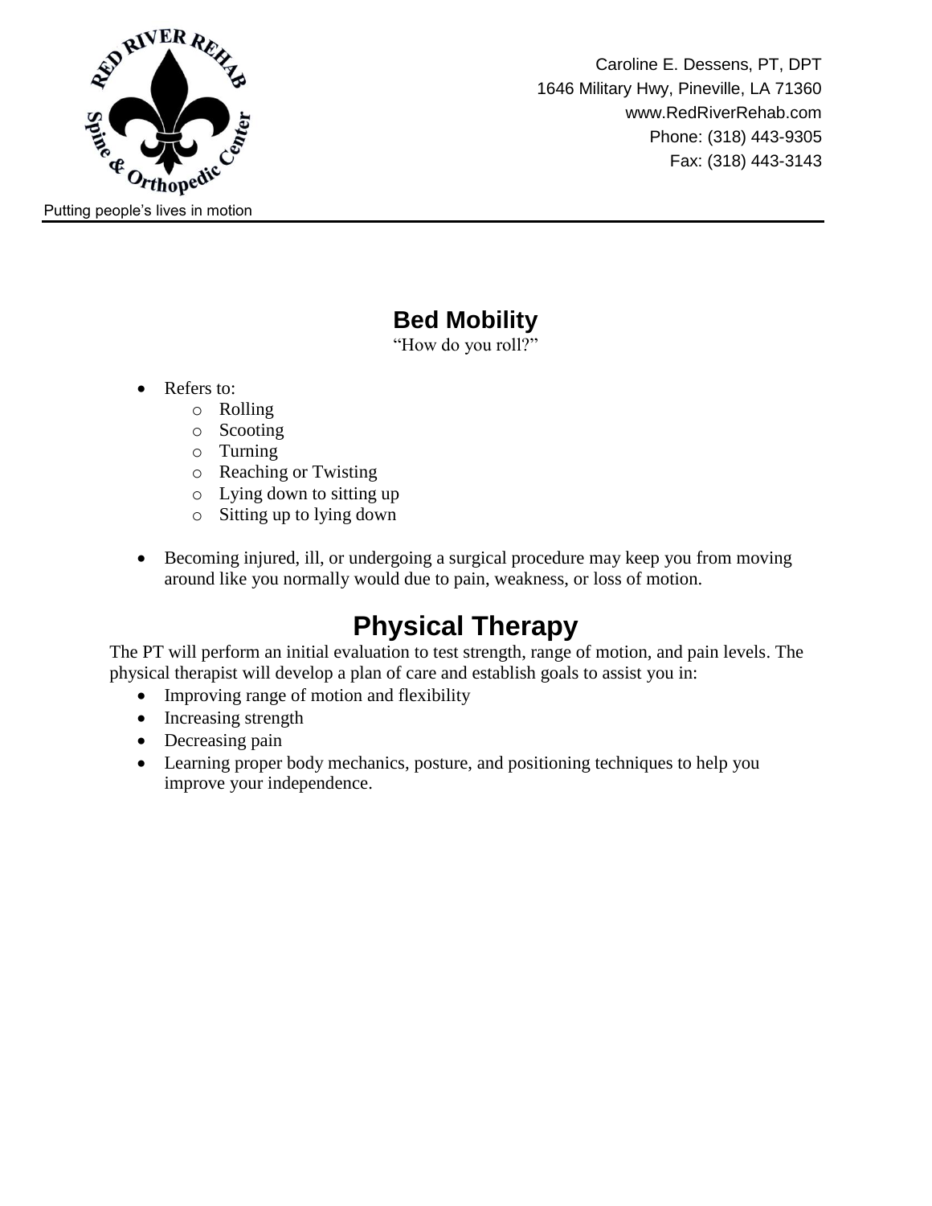Putting people's lives in motion

Caroline E. Dessens, PT, DPT
1646 Military Hwy, Pineville, LA 71360
www.RedRiverRehab.com
Phone: (318) 443-9305
Fax: (318) 443-3143

## Bed Mobility

"How do you roll?"

- Refers to:
  - Rolling
  - Scooting
  - Turning
  - Reaching or Twisting
  - Lying down to sitting up
  - Sitting up to lying down

- Becoming injured, ill, or undergoing a surgical procedure may keep you from moving around like you normally would due to pain, weakness, or loss of motion.

# Physical Therapy

The PT will perform an initial evaluation to test strength, range of motion, and pain levels. The physical therapist will develop a plan of care and establish goals to assist you in:

- Improving range of motion and flexibility
- Increasing strength
- Decreasing pain
- Learning proper body mechanics, posture, and positioning techniques to help you improve your independence.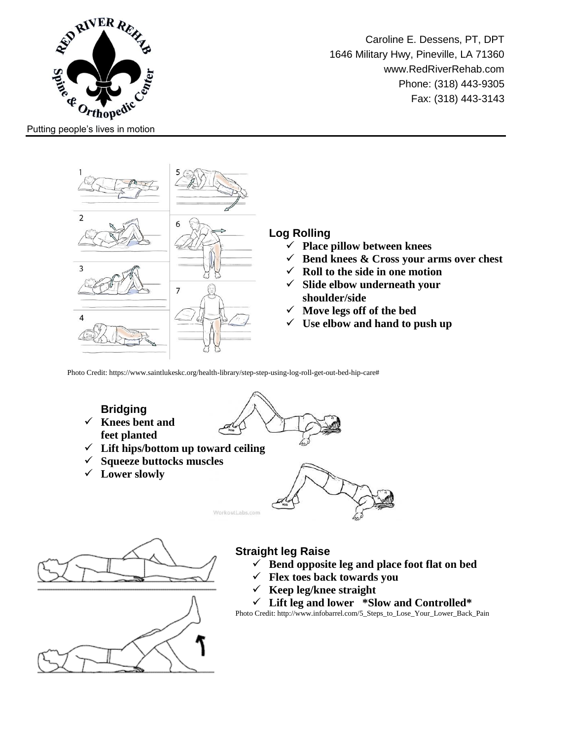Caroline E. Dessens, PT, DPT
1646 Military Hwy, Pineville, LA 71360
www.RedRiverRehab.com
Phone: (318) 443-9305
Fax: (318) 443-3143

Putting people's lives in motion

## Log Rolling

- ✓ **Place pillow between knees**
- ✓ **Bend knees & Cross your arms over chest**
- ✓ **Roll to the side in one motion**
- ✓ **Slide elbow underneath your shoulder/side**
- ✓ **Move legs off of the bed**
- ✓ **Use elbow and hand to push up**

Photo Credit: https://www.saintlukeskc.org/health-library/step-step-using-log-roll-get-out-bed-hip-care#

## Bridging

- ✓ **Knees bent and feet planted**
- ✓ **Lift hips/bottom up toward ceiling**
- ✓ **Squeeze buttocks muscles**
- ✓ **Lower slowly**

## Straight leg Raise

- ✓ **Bend opposite leg and place foot flat on bed**
- ✓ **Flex toes back towards you**
- ✓ **Keep leg/knee straight**
- ✓ **Lift leg and lower \*Slow and Controlled\***

Photo Credit: http://www.infobarrel.com/5_Steps_to_Lose_Your_Lower_Back_Pain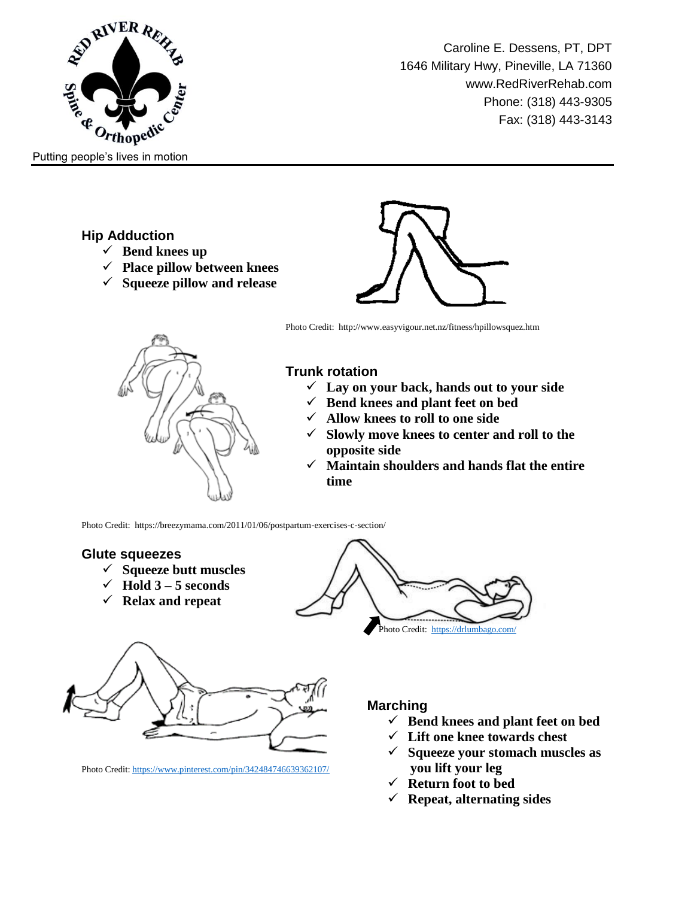Caroline E. Dessens, PT, DPT
1646 Military Hwy, Pineville, LA 71360
www.RedRiverRehab.com
Phone: (318) 443-9305
Fax: (318) 443-3143

Putting people's lives in motion

## Hip Adduction

- ✓ **Bend knees up**
- ✓ **Place pillow between knees**
- ✓ **Squeeze pillow and release**

Photo Credit: http://www.easyvigour.net.nz/fitness/hpillowsquez.htm

## Trunk rotation

- ✓ **Lay on your back, hands out to your side**
- ✓ **Bend knees and plant feet on bed**
- ✓ **Allow knees to roll to one side**
- ✓ **Slowly move knees to center and roll to the opposite side**
- ✓ **Maintain shoulders and hands flat the entire time**

Photo Credit: https://breezymama.com/2011/01/06/postpartum-exercises-c-section/

## Glute squeezes

- ✓ **Squeeze butt muscles**
- ✓ **Hold 3 – 5 seconds**
- ✓ **Relax and repeat**

Photo Credit: https://drlumbago.com/

Photo Credit: https://www.pinterest.com/pin/342484746639362107/

## Marching

- ✓ **Bend knees and plant feet on bed**
- ✓ **Lift one knee towards chest**
- ✓ **Squeeze your stomach muscles as you lift your leg**
- ✓ **Return foot to bed**
- ✓ **Repeat, alternating sides**